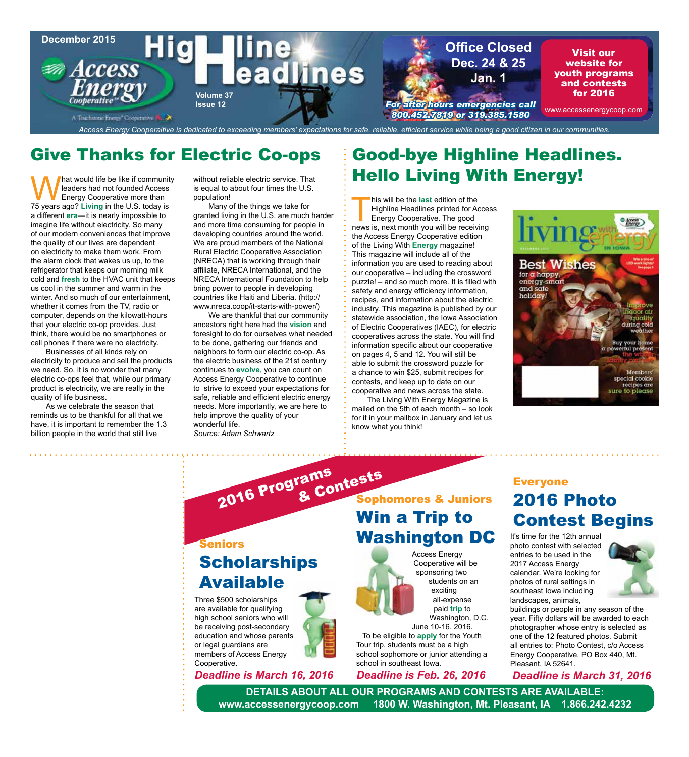December 2015

# Highline Headlines

Access Energy Cooperative — A Touchstone Energy® Cooperative

Volume 37
Issue 12

**Office Closed**
**Dec. 24 & 25**
**Jan. 1**

*For after hours emergencies call 800.452.7819 or 319.385.1580*

**Visit our website for youth programs and contests for 2016**

www.accessenergycoop.com

*Access Energy Cooperaitive is dedicated to exceeding members' expectations for safe, reliable, efficient service while being a good citizen in our communities.*

## Give Thanks for Electric Co-ops

What would life be like if community leaders had not founded Access Energy Cooperative more than 75 years ago? **Living** in the U.S. today is a different **era**—it is nearly impossible to imagine life without electricity. So many of our modern conveniences that improve the quality of our lives are dependent on electricity to make them work. From the alarm clock that wakes us up, to the refrigerator that keeps our morning milk cold and **fresh** to the HVAC unit that keeps us cool in the summer and warm in the winter. And so much of our entertainment, whether it comes from the TV, radio or computer, depends on the kilowatt-hours that your electric co-op provides. Just think, there would be no smartphones or cell phones if there were no electricity.

Businesses of all kinds rely on electricity to produce and sell the products we need. So, it is no wonder that many electric co-ops feel that, while our primary product is electricity, we are really in the quality of life business.

As we celebrate the season that reminds us to be thankful for all that we have, it is important to remember the 1.3 billion people in the world that still live without reliable electric service. That is equal to about four times the U.S. population!

Many of the things we take for granted living in the U.S. are much harder and more time consuming for people in developing countries around the world. We are proud members of the National Rural Electric Cooperative Association (NRECA) that is working through their affiliate, NRECA International, and the NRECA International Foundation to help bring power to people in developing countries like Haiti and Liberia. (http://www.nreca.coop/it-starts-with-power/)

We are thankful that our community ancestors right here had the **vision** and foresight to do for ourselves what needed to be done, gathering our friends and neighbors to form our electric co-op. As the electric business of the 21st century continues to **evolve**, you can count on Access Energy Cooperative to continue to strive to exceed your expectations for safe, reliable and efficient electric energy needs. More importantly, we are here to help improve the quality of your wonderful life.

*Source: Adam Schwartz*

## Good-bye Highline Headlines. Hello Living With Energy!

This will be the **last** edition of the Highline Headlines printed for Access Energy Cooperative. The good news is, next month you will be receiving the Access Energy Cooperative edition of the Living With **Energy** magazine! This magazine will include all of the information you are used to reading about our cooperative – including the crossword puzzle! – and so much more. It is filled with safety and energy efficiency information, recipes, and information about the electric industry. This magazine is published by our statewide association, the Iowa Association of Electric Cooperatives (IAEC), for electric cooperatives across the state. You will find information specific about our cooperative on pages 4, 5 and 12. You will still be able to submit the crossword puzzle for a chance to win $25, submit recipes for contests, and keep up to date on our cooperative and news across the state.

The Living With Energy Magazine is mailed on the 5th of each month – so look for it in your mailbox in January and let us know what you think!

## 2016 Programs & Contests

### Seniors
## Scholarships Available

Three $500 scholarships are available for qualifying high school seniors who will be receiving post-secondary education and whose parents or legal guardians are members of Access Energy Cooperative.

***Deadline is March 16, 2016***

### Sophomores & Juniors
## Win a Trip to Washington DC

Access Energy Cooperative will be sponsoring two students on an exciting all-expense paid **trip** to Washington, D.C. June 10-16, 2016.

To be eligible to **apply** for the Youth Tour trip, students must be a high school sophomore or junior attending a school in southeast Iowa.

***Deadline is Feb. 26, 2016***

### Everyone
## 2016 Photo Contest Begins

It's time for the 12th annual photo contest with selected entries to be used in the 2017 Access Energy calendar. We're looking for photos of rural settings in southeast Iowa including landscapes, animals, buildings or people in any season of the year. Fifty dollars will be awarded to each photographer whose entry is selected as one of the 12 featured photos. Submit all entries to: Photo Contest, c/o Access Energy Cooperative, PO Box 440, Mt. Pleasant, IA 52641.

***Deadline is March 31, 2016***

**DETAILS ABOUT ALL OUR PROGRAMS AND CONTESTS ARE AVAILABLE:**
**www.accessenergycoop.com 1800 W. Washington, Mt. Pleasant, IA 1.866.242.4232**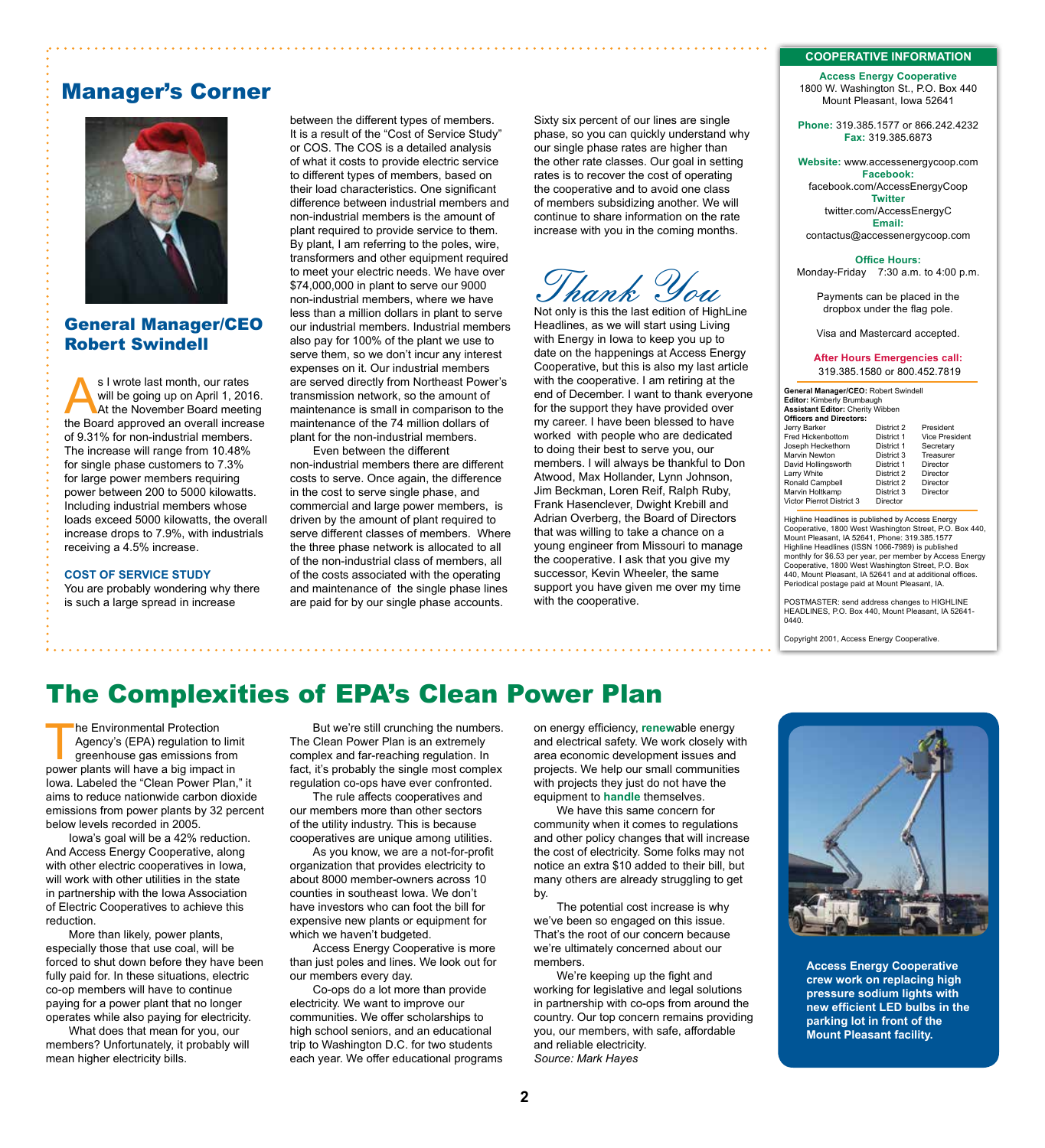## Manager's Corner

### General Manager/CEO Robert Swindell

As I wrote last month, our rates will be going up on April 1, 2016. At the November Board meeting the Board approved an overall increase of 9.31% for non-industrial members. The increase will range from 10.48% for single phase customers to 7.3% for large power members requiring power between 200 to 5000 kilowatts. Including industrial members whose loads exceed 5000 kilowatts, the overall increase drops to 7.9%, with industrials receiving a 4.5% increase.

**COST OF SERVICE STUDY**

You are probably wondering why there is such a large spread in increase between the different types of members. It is a result of the "Cost of Service Study" or COS. The COS is a detailed analysis of what it costs to provide electric service to different types of members, based on their load characteristics. One significant difference between industrial members and non-industrial members is the amount of plant required to provide service to them. By plant, I am referring to the poles, wire, transformers and other equipment required to meet your electric needs. We have over $74,000,000 in plant to serve our 9000 non-industrial members, where we have less than a million dollars in plant to serve our industrial members. Industrial members also pay for 100% of the plant we use to serve them, so we don't incur any interest expenses on it. Our industrial members are served directly from Northeast Power's transmission network, so the amount of maintenance is small in comparison to the maintenance of the 74 million dollars of plant for the non-industrial members.

Even between the different non-industrial members there are different costs to serve. Once again, the difference in the cost to serve single phase, and commercial and large power members, is driven by the amount of plant required to serve different classes of members. Where the three phase network is allocated to all of the non-industrial class of members, all of the costs associated with the operating and maintenance of the single phase lines are paid for by our single phase accounts.

Sixty six percent of our lines are single phase, so you can quickly understand why our single phase rates are higher than the other rate classes. Our goal in setting rates is to recover the cost of operating the cooperative and to avoid one class of members subsidizing another. We will continue to share information on the rate increase with you in the coming months.

*Thank You*

Not only is this the last edition of HighLine Headlines, as we will start using Living with Energy in Iowa to keep you up to date on the happenings at Access Energy Cooperative, but this is also my last article with the cooperative. I am retiring at the end of December. I want to thank everyone for the support they have provided over my career. I have been blessed to have worked with people who are dedicated to doing their best to serve you, our members. I will always be thankful to Don Atwood, Max Hollander, Lynn Johnson, Jim Beckman, Loren Reif, Ralph Ruby, Frank Hasenclever, Dwight Krebill and Adrian Overberg, the Board of Directors that was willing to take a chance on a young engineer from Missouri to manage the cooperative. I ask that you give my successor, Kevin Wheeler, the same support you have given me over my time with the cooperative.

### COOPERATIVE INFORMATION

**Access Energy Cooperative**
1800 W. Washington St., P.O. Box 440
Mount Pleasant, Iowa 52641

**Phone:** 319.385.1577 or 866.242.4232
**Fax:** 319.385.6873

**Website:** www.accessenergycoop.com
**Facebook:** facebook.com/AccessEnergyCoop
**Twitter** twitter.com/AccessEnergyC
**Email:** contactus@accessenergycoop.com

**Office Hours:**
Monday-Friday 7:30 a.m. to 4:00 p.m.

Payments can be placed in the dropbox under the flag pole.

Visa and Mastercard accepted.

**After Hours Emergencies call:**
319.385.1580 or 800.452.7819

**General Manager/CEO:** Robert Swindell
**Editor:** Kimberly Brumbaugh
**Assistant Editor:** Cherity Wibben
**Officers and Directors:**

| Name | District | Position |
|---|---|---|
| Jerry Barker | District 2 | President |
| Fred Hickenbottom | District 1 | Vice President |
| Joseph Heckethorn | District 1 | Secretary |
| Marvin Newton | District 3 | Treasurer |
| David Hollingsworth | District 1 | Director |
| Larry White | District 2 | Director |
| Ronald Campbell | District 2 | Director |
| Marvin Holtkamp | District 3 | Director |
| Victor Pierrot | District 3 | Director |

Highline Headlines is published by Access Energy Cooperative, 1800 West Washington Street, P.O. Box 440, Mount Pleasant, IA 52641, Phone: 319.385.1577 Highline Headlines (ISSN 1066-7989) is published monthly for $6.53 per year, per member by Access Energy Cooperative, 1800 West Washington Street, P.O. Box 440, Mount Pleasant, IA 52641 and at additional offices. Periodical postage paid at Mount Pleasant, IA.

POSTMASTER: send address changes to HIGHLINE HEADLINES, P.O. Box 440, Mount Pleasant, IA 52641-0440.

Copyright 2001, Access Energy Cooperative.

## The Complexities of EPA's Clean Power Plan

The Environmental Protection Agency's (EPA) regulation to limit greenhouse gas emissions from power plants will have a big impact in Iowa. Labeled the "Clean Power Plan," it aims to reduce nationwide carbon dioxide emissions from power plants by 32 percent below levels recorded in 2005.

Iowa's goal will be a 42% reduction. And Access Energy Cooperative, along with other electric cooperatives in Iowa, will work with other utilities in the state in partnership with the Iowa Association of Electric Cooperatives to achieve this reduction.

More than likely, power plants, especially those that use coal, will be forced to shut down before they have been fully paid for. In these situations, electric co-op members will have to continue paying for a power plant that no longer operates while also paying for electricity.

What does that mean for you, our members? Unfortunately, it probably will mean higher electricity bills.

But we're still crunching the numbers. The Clean Power Plan is an extremely complex and far-reaching regulation. In fact, it's probably the single most complex regulation co-ops have ever confronted.

The rule affects cooperatives and our members more than other sectors of the utility industry. This is because cooperatives are unique among utilities.

As you know, we are a not-for-profit organization that provides electricity to about 8000 member-owners across 10 counties in southeast Iowa. We don't have investors who can foot the bill for expensive new plants or equipment for which we haven't budgeted.

Access Energy Cooperative is more than just poles and lines. We look out for our members every day.

Co-ops do a lot more than provide electricity. We want to improve our communities. We offer scholarships to high school seniors, and an educational trip to Washington D.C. for two students each year. We offer educational programs on energy efficiency, **renew**able energy and electrical safety. We work closely with area economic development issues and projects. We help our small communities with projects they just do not have the equipment to **handle** themselves.

We have this same concern for community when it comes to regulations and other policy changes that will increase the cost of electricity. Some folks may not notice an extra $10 added to their bill, but many others are already struggling to get by.

The potential cost increase is why we've been so engaged on this issue. That's the root of our concern because we're ultimately concerned about our members.

We're keeping up the fight and working for legislative and legal solutions in partnership with co-ops from around the country. Our top concern remains providing you, our members, with safe, affordable and reliable electricity.

*Source: Mark Hayes*

**Access Energy Cooperative crew work on replacing high pressure sodium lights with new efficient LED bulbs in the parking lot in front of the Mount Pleasant facility.**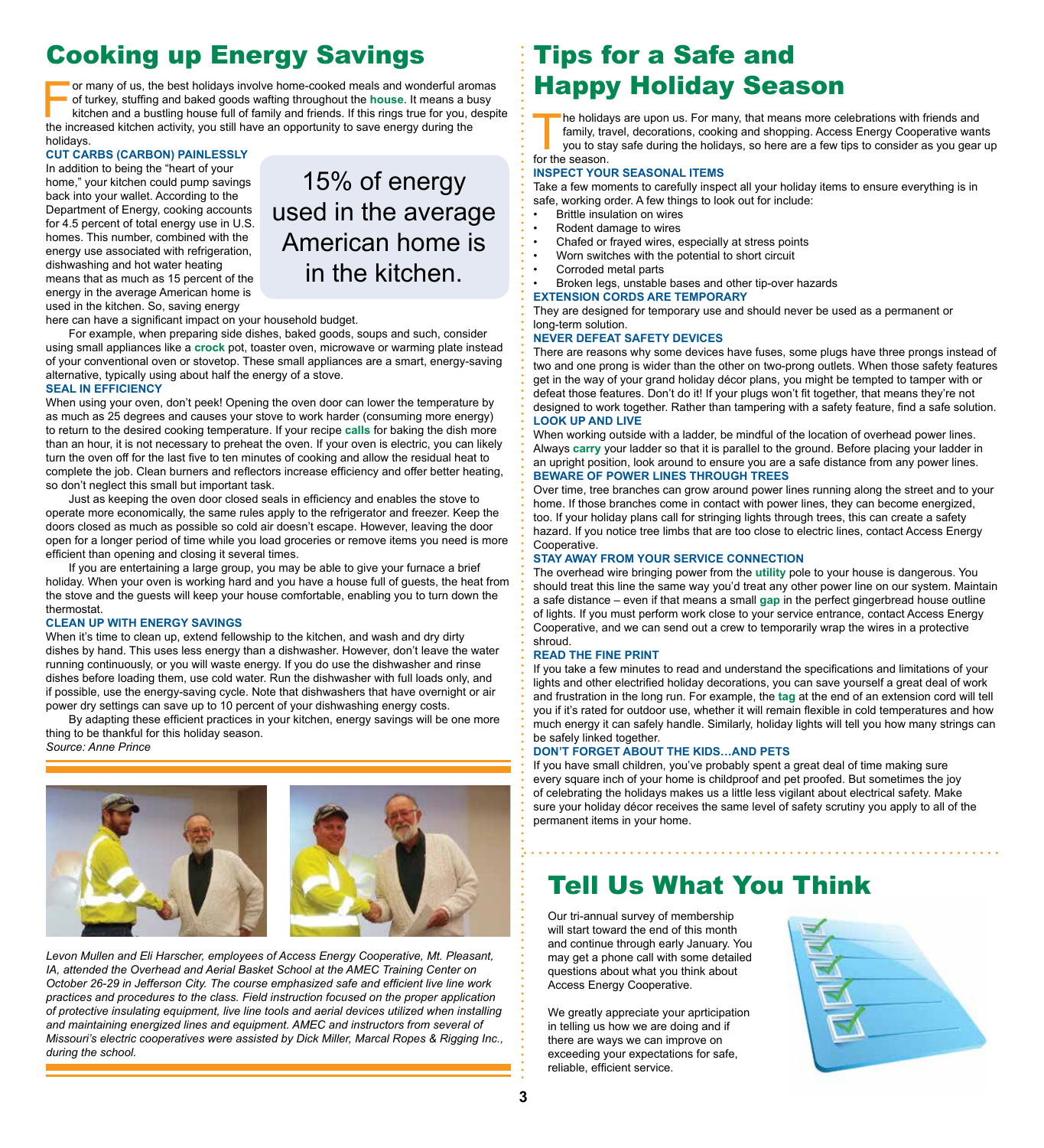# Cooking up Energy Savings

For many of us, the best holidays involve home-cooked meals and wonderful aromas of turkey, stuffing and baked goods wafting throughout the house. It means a busy kitchen and a bustling house full of family and friends. If this rings true for you, despite the increased kitchen activity, you still have an opportunity to save energy during the holidays.

### CUT CARBS (CARBON) PAINLESSLY

In addition to being the "heart of your home," your kitchen could pump savings back into your wallet. According to the Department of Energy, cooking accounts for 4.5 percent of total energy use in U.S. homes. This number, combined with the energy use associated with refrigeration, dishwashing and hot water heating means that as much as 15 percent of the energy in the average American home is used in the kitchen. So, saving energy here can have a significant impact on your household budget.

> 15% of energy used in the average American home is in the kitchen.

For example, when preparing side dishes, baked goods, soups and such, consider using small appliances like a crock pot, toaster oven, microwave or warming plate instead of your conventional oven or stovetop. These small appliances are a smart, energy-saving alternative, typically using about half the energy of a stove.

### SEAL IN EFFICIENCY

When using your oven, don't peek! Opening the oven door can lower the temperature by as much as 25 degrees and causes your stove to work harder (consuming more energy) to return to the desired cooking temperature. If your recipe calls for baking the dish more than an hour, it is not necessary to preheat the oven. If your oven is electric, you can likely turn the oven off for the last five to ten minutes of cooking and allow the residual heat to complete the job. Clean burners and reflectors increase efficiency and offer better heating, so don't neglect this small but important task.

Just as keeping the oven door closed seals in efficiency and enables the stove to operate more economically, the same rules apply to the refrigerator and freezer. Keep the doors closed as much as possible so cold air doesn't escape. However, leaving the door open for a longer period of time while you load groceries or remove items you need is more efficient than opening and closing it several times.

If you are entertaining a large group, you may be able to give your furnace a brief holiday. When your oven is working hard and you have a house full of guests, the heat from the stove and the guests will keep your house comfortable, enabling you to turn down the thermostat.

### CLEAN UP WITH ENERGY SAVINGS

When it's time to clean up, extend fellowship to the kitchen, and wash and dry dirty dishes by hand. This uses less energy than a dishwasher. However, don't leave the water running continuously, or you will waste energy. If you do use the dishwasher and rinse dishes before loading them, use cold water. Run the dishwasher with full loads only, and if possible, use the energy-saving cycle. Note that dishwashers that have overnight or air power dry settings can save up to 10 percent of your dishwashing energy costs.

By adapting these efficient practices in your kitchen, energy savings will be one more thing to be thankful for this holiday season.

*Source: Anne Prince*

*Levon Mullen and Eli Harscher, employees of Access Energy Cooperative, Mt. Pleasant, IA, attended the Overhead and Aerial Basket School at the AMEC Training Center on October 26-29 in Jefferson City. The course emphasized safe and efficient live line work practices and procedures to the class. Field instruction focused on the proper application of protective insulating equipment, live line tools and aerial devices utilized when installing and maintaining energized lines and equipment. AMEC and instructors from several of Missouri's electric cooperatives were assisted by Dick Miller, Marcal Ropes & Rigging Inc., during the school.*

# Tips for a Safe and Happy Holiday Season

The holidays are upon us. For many, that means more celebrations with friends and family, travel, decorations, cooking and shopping. Access Energy Cooperative wants you to stay safe during the holidays, so here are a few tips to consider as you gear up for the season.

### INSPECT YOUR SEASONAL ITEMS

Take a few moments to carefully inspect all your holiday items to ensure everything is in safe, working order. A few things to look out for include:

- Brittle insulation on wires
- Rodent damage to wires
- Chafed or frayed wires, especially at stress points
- Worn switches with the potential to short circuit
- Corroded metal parts
- Broken legs, unstable bases and other tip-over hazards

### EXTENSION CORDS ARE TEMPORARY

They are designed for temporary use and should never be used as a permanent or long-term solution.

### NEVER DEFEAT SAFETY DEVICES

There are reasons why some devices have fuses, some plugs have three prongs instead of two and one prong is wider than the other on two-prong outlets. When those safety features get in the way of your grand holiday décor plans, you might be tempted to tamper with or defeat those features. Don't do it! If your plugs won't fit together, that means they're not designed to work together. Rather than tampering with a safety feature, find a safe solution.

### LOOK UP AND LIVE

When working outside with a ladder, be mindful of the location of overhead power lines. Always carry your ladder so that it is parallel to the ground. Before placing your ladder in an upright position, look around to ensure you are a safe distance from any power lines.

### BEWARE OF POWER LINES THROUGH TREES

Over time, tree branches can grow around power lines running along the street and to your home. If those branches come in contact with power lines, they can become energized, too. If your holiday plans call for stringing lights through trees, this can create a safety hazard. If you notice tree limbs that are too close to electric lines, contact Access Energy Cooperative.

### STAY AWAY FROM YOUR SERVICE CONNECTION

The overhead wire bringing power from the utility pole to your house is dangerous. You should treat this line the same way you'd treat any other power line on our system. Maintain a safe distance – even if that means a small gap in the perfect gingerbread house outline of lights. If you must perform work close to your service entrance, contact Access Energy Cooperative, and we can send out a crew to temporarily wrap the wires in a protective shroud.

### READ THE FINE PRINT

If you take a few minutes to read and understand the specifications and limitations of your lights and other electrified holiday decorations, you can save yourself a great deal of work and frustration in the long run. For example, the tag at the end of an extension cord will tell you if it's rated for outdoor use, whether it will remain flexible in cold temperatures and how much energy it can safely handle. Similarly, holiday lights will tell you how many strings can be safely linked together.

### DON'T FORGET ABOUT THE KIDS…AND PETS

If you have small children, you've probably spent a great deal of time making sure every square inch of your home is childproof and pet proofed. But sometimes the joy of celebrating the holidays makes us a little less vigilant about electrical safety. Make sure your holiday décor receives the same level of safety scrutiny you apply to all of the permanent items in your home.

# Tell Us What You Think

Our tri-annual survey of membership will start toward the end of this month and continue through early January. You may get a phone call with some detailed questions about what you think about Access Energy Cooperative.

We greatly appreciate your aprticipation in telling us how we are doing and if there are ways we can improve on exceeding your expectations for safe, reliable, efficient service.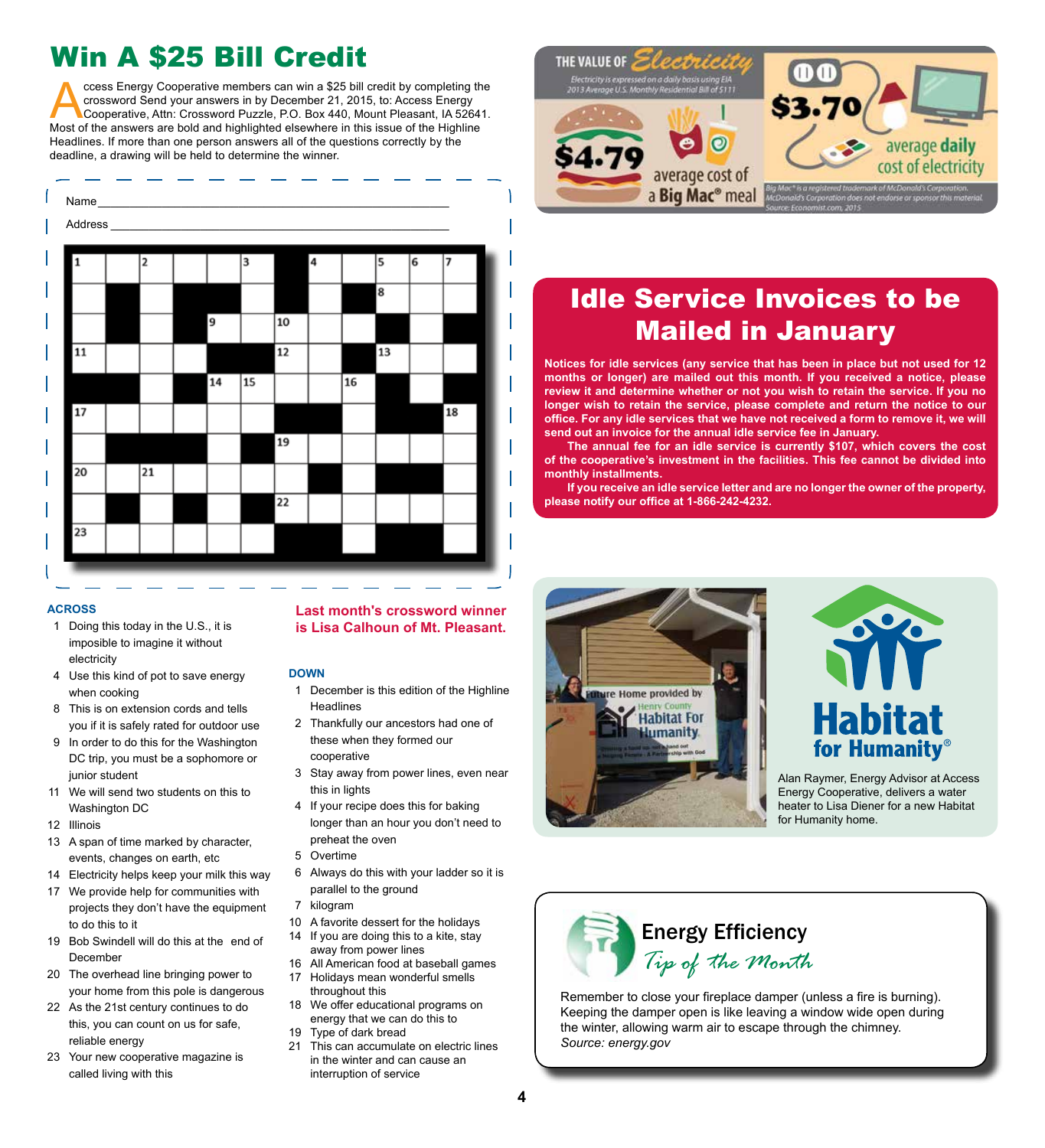# Win A $25 Bill Credit

Access Energy Cooperative members can win a $25 bill credit by completing the crossword Send your answers in by December 21, 2015, to: Access Energy Cooperative, Attn: Crossword Puzzle, P.O. Box 440, Mount Pleasant, IA 52641. Most of the answers are bold and highlighted elsewhere in this issue of the Highline Headlines. If more than one person answers all of the questions correctly by the deadline, a drawing will be held to determine the winner.

Name ___________________________________

Address ___________________________________

### ACROSS

1. Doing this today in the U.S., it is impossible to imagine it without electricity
4. Use this kind of pot to save energy when cooking
8. This is on extension cords and tells you if it is safely rated for outdoor use
9. In order to do this for the Washington DC trip, you must be a sophomore or junior student
11. We will send two students on this to Washington DC
12. Illinois
13. A span of time marked by character, events, changes on earth, etc
14. Electricity helps keep your milk this way
17. We provide help for communities with projects they don't have the equipment to do this to it
19. Bob Swindell will do this at the end of December
20. The overhead line bringing power to your home from this pole is dangerous
22. As the 21st century continues to do this, you can count on us for safe, reliable energy
23. Your new cooperative magazine is called living with this

**Last month's crossword winner is Lisa Calhoun of Mt. Pleasant.**

### DOWN

1. December is this edition of the Highline Headlines
2. Thankfully our ancestors had one of these when they formed our cooperative
3. Stay away from power lines, even near this in lights
4. If your recipe does this for baking longer than an hour you don't need to preheat the oven
5. Overtime
6. Always do this with your ladder so it is parallel to the ground
7. kilogram
10. A favorite dessert for the holidays
14. If you are doing this to a kite, stay away from power lines
16. All American food at baseball games
17. Holidays mean wonderful smells throughout this
18. We offer educational programs on energy that we can do this to
19. Type of dark bread
21. This can accumulate on electric lines in the winter and can cause an interruption of service

## The Value of Electricity

Electricity is expressed on a daily basis using EIA 2013 Average U.S. Monthly Residential Bill of $111

$4.79 average cost of a Big Mac® meal

$3.70 average daily cost of electricity

Big Mac® is a registered trademark of McDonald's Corporation. McDonald's Corporation does not endorse or sponsor this material. Source: Economist.com, 2015

## Idle Service Invoices to be Mailed in January

**Notices for idle services (any service that has been in place but not used for 12 months or longer) are mailed out this month. If you received a notice, please review it and determine whether or not you wish to retain the service. If you no longer wish to retain the service, please complete and return the notice to our office. For any idle services that we have not received a form to remove it, we will send out an invoice for the annual idle service fee in January.**

**The annual fee for an idle service is currently $107, which covers the cost of the cooperative's investment in the facilities. This fee cannot be divided into monthly installments.**

**If you receive an idle service letter and are no longer the owner of the property, please notify our office at 1-866-242-4232.**

Alan Raymer, Energy Advisor at Access Energy Cooperative, delivers a water heater to Lisa Diener for a new Habitat for Humanity home.

## Energy Efficiency *Tip of the Month*

Remember to close your fireplace damper (unless a fire is burning). Keeping the damper open is like leaving a window wide open during the winter, allowing warm air to escape through the chimney.
*Source: energy.gov*